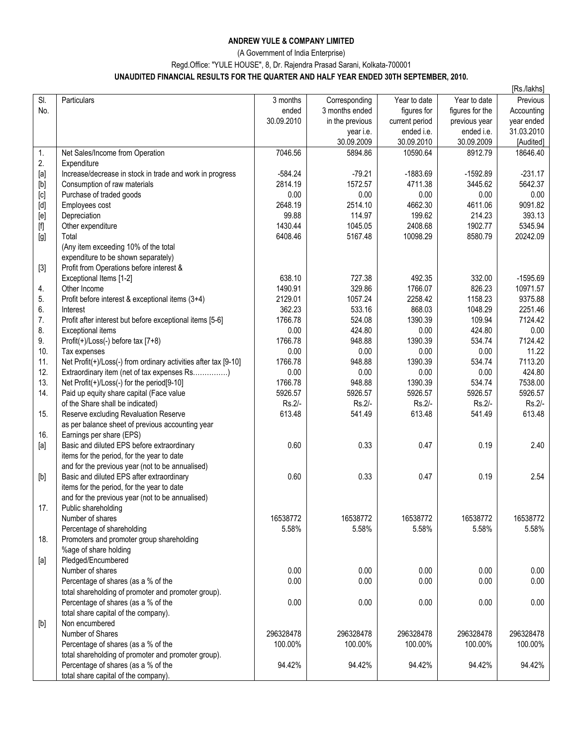# ANDREW YULE & COMPANY LIMITED

(A Government of India Enterprise)

Regd.Office: "YULE HOUSE", 8, Dr. Rajendra Prasad Sarani, Kolkata-700001

## UNAUDITED FINANCIAL RESULTS FOR THE QUARTER AND HALF YEAR ENDED 30TH SEPTEMBER, 2010.

[Rs./lakhs]

| Sl. No. | Particulars | 3 months ended 30.09.2010 | Corresponding 3 months ended in the previous year i.e. 30.09.2009 | Year to date figures for current period ended i.e. 30.09.2010 | Year to date figures for the previous year ended i.e. 30.09.2009 | Previous Accounting year ended 31.03.2010 [Audited] |
|---|---|---|---|---|---|---|
| 1. | Net Sales/Income from Operation | 7046.56 | 5894.86 | 10590.64 | 8912.79 | 18646.40 |
| 2. | Expenditure | | | | | |
| [a] | Increase/decrease in stock in trade and work in progress | -584.24 | -79.21 | -1883.69 | -1592.89 | -231.17 |
| [b] | Consumption of raw materials | 2814.19 | 1572.57 | 4711.38 | 3445.62 | 5642.37 |
| [c] | Purchase of traded goods | 0.00 | 0.00 | 0.00 | 0.00 | 0.00 |
| [d] | Employees cost | 2648.19 | 2514.10 | 4662.30 | 4611.06 | 9091.82 |
| [e] | Depreciation | 99.88 | 114.97 | 199.62 | 214.23 | 393.13 |
| [f] | Other expenditure | 1430.44 | 1045.05 | 2408.68 | 1902.77 | 5345.94 |
| [g] | Total | 6408.46 | 5167.48 | 10098.29 | 8580.79 | 20242.09 |
| | (Any item exceeding 10% of the total expenditure to be shown separately) | | | | | |
| [3] | Profit from Operations before interest & Exceptional Items [1-2] | 638.10 | 727.38 | 492.35 | 332.00 | -1595.69 |
| 4. | Other Income | 1490.91 | 329.86 | 1766.07 | 826.23 | 10971.57 |
| 5. | Profit before interest & exceptional items (3+4) | 2129.01 | 1057.24 | 2258.42 | 1158.23 | 9375.88 |
| 6. | Interest | 362.23 | 533.16 | 868.03 | 1048.29 | 2251.46 |
| 7. | Profit after interest but before exceptional items [5-6] | 1766.78 | 524.08 | 1390.39 | 109.94 | 7124.42 |
| 8. | Exceptional items | 0.00 | 424.80 | 0.00 | 424.80 | 0.00 |
| 9. | Profit(+)/Loss(-) before tax [7+8) | 1766.78 | 948.88 | 1390.39 | 534.74 | 7124.42 |
| 10. | Tax expenses | 0.00 | 0.00 | 0.00 | 0.00 | 11.22 |
| 11. | Net Profit(+)/Loss(-) from ordinary activities after tax [9-10] | 1766.78 | 948.88 | 1390.39 | 534.74 | 7113.20 |
| 12. | Extraordinary item (net of tax expenses Rs……………) | 0.00 | 0.00 | 0.00 | 0.00 | 424.80 |
| 13. | Net Profit(+)/Loss(-) for the period[9-10] | 1766.78 | 948.88 | 1390.39 | 534.74 | 7538.00 |
| 14. | Paid up equity share capital (Face value of the Share shall be indicated) | 5926.57 Rs.2/- | 5926.57 Rs.2/- | 5926.57 Rs.2/- | 5926.57 Rs.2/- | 5926.57 Rs.2/- |
| 15. | Reserve excluding Revaluation Reserve as per balance sheet of previous accounting year | 613.48 | 541.49 | 613.48 | 541.49 | 613.48 |
| 16. | Earnings per share (EPS) | | | | | |
| [a] | Basic and diluted EPS before extraordinary items for the period, for the year to date and for the previous year (not to be annualised) | 0.60 | 0.33 | 0.47 | 0.19 | 2.40 |
| [b] | Basic and diluted EPS after extraordinary items for the period, for the year to date and for the previous year (not to be annualised) | 0.60 | 0.33 | 0.47 | 0.19 | 2.54 |
| 17. | Public shareholding | | | | | |
| | Number of shares | 16538772 | 16538772 | 16538772 | 16538772 | 16538772 |
| | Percentage of shareholding | 5.58% | 5.58% | 5.58% | 5.58% | 5.58% |
| 18. | Promoters and promoter group shareholding %age of share holding | | | | | |
| [a] | Pledged/Encumbered | | | | | |
| | Number of shares | 0.00 | 0.00 | 0.00 | 0.00 | 0.00 |
| | Percentage of shares (as a % of the total shareholding of promoter and promoter group). | 0.00 | 0.00 | 0.00 | 0.00 | 0.00 |
| | Percentage of shares (as a % of the total share capital of the company). | 0.00 | 0.00 | 0.00 | 0.00 | 0.00 |
| [b] | Non encumbered | | | | | |
| | Number of Shares | 296328478 | 296328478 | 296328478 | 296328478 | 296328478 |
| | Percentage of shares (as a % of the total shareholding of promoter and promoter group). | 100.00% | 100.00% | 100.00% | 100.00% | 100.00% |
| | Percentage of shares (as a % of the total share capital of the company). | 94.42% | 94.42% | 94.42% | 94.42% | 94.42% |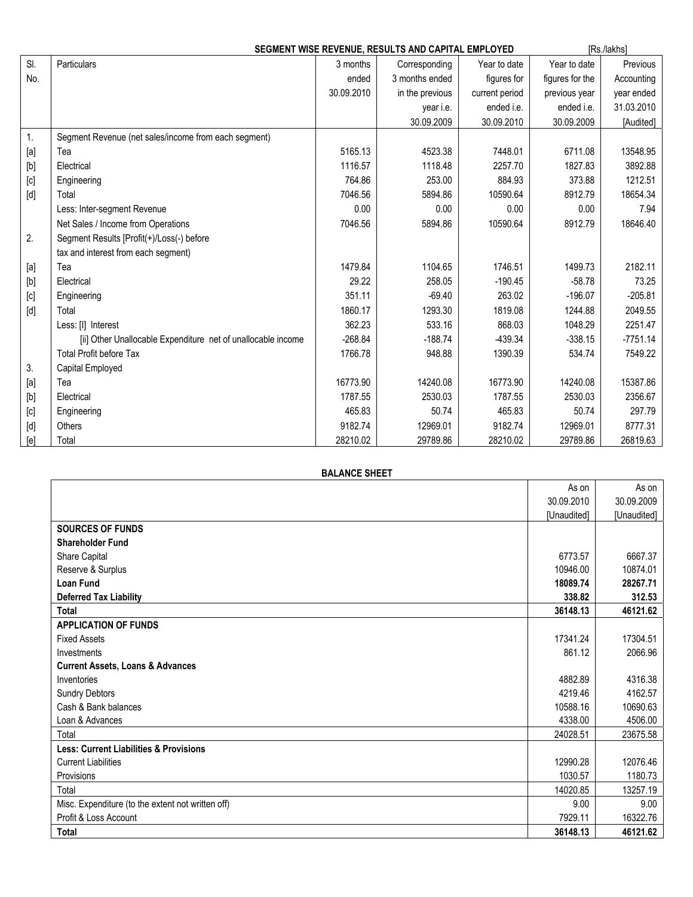## SEGMENT WISE REVENUE, RESULTS AND CAPITAL EMPLOYED

[Rs./lakhs]

| Sl. No. | Particulars | 3 months ended 30.09.2010 | Corresponding 3 months ended in the previous year i.e. 30.09.2009 | Year to date figures for current period ended i.e. 30.09.2010 | Year to date figures for the previous year ended i.e. 30.09.2009 | Previous Accounting year ended 31.03.2010 [Audited] |
|---|---|---|---|---|---|---|
| 1. | Segment Revenue (net sales/income from each segment) | | | | | |
| [a] | Tea | 5165.13 | 4523.38 | 7448.01 | 6711.08 | 13548.95 |
| [b] | Electrical | 1116.57 | 1118.48 | 2257.70 | 1827.83 | 3892.88 |
| [c] | Engineering | 764.86 | 253.00 | 884.93 | 373.88 | 1212.51 |
| [d] | Total | 7046.56 | 5894.86 | 10590.64 | 8912.79 | 18654.34 |
| | Less: Inter-segment Revenue | 0.00 | 0.00 | 0.00 | 0.00 | 7.94 |
| | Net Sales / Income from Operations | 7046.56 | 5894.86 | 10590.64 | 8912.79 | 18646.40 |
| 2. | Segment Results [Profit(+)/Loss(-) before tax and interest from each segment) | | | | | |
| [a] | Tea | 1479.84 | 1104.65 | 1746.51 | 1499.73 | 2182.11 |
| [b] | Electrical | 29.22 | 258.05 | -190.45 | -58.78 | 73.25 |
| [c] | Engineering | 351.11 | -69.40 | 263.02 | -196.07 | -205.81 |
| [d] | Total | 1860.17 | 1293.30 | 1819.08 | 1244.88 | 2049.55 |
| | Less: [I] Interest | 362.23 | 533.16 | 868.03 | 1048.29 | 2251.47 |
| | [ii] Other Unallocable Expenditure net of unallocable income | -268.84 | -188.74 | -439.34 | -338.15 | -7751.14 |
| | Total Profit before Tax | 1766.78 | 948.88 | 1390.39 | 534.74 | 7549.22 |
| 3. | Capital Employed | | | | | |
| [a] | Tea | 16773.90 | 14240.08 | 16773.90 | 14240.08 | 15387.86 |
| [b] | Electrical | 1787.55 | 2530.03 | 1787.55 | 2530.03 | 2356.67 |
| [c] | Engineering | 465.83 | 50.74 | 465.83 | 50.74 | 297.79 |
| [d] | Others | 9182.74 | 12969.01 | 9182.74 | 12969.01 | 8777.31 |
| [e] | Total | 28210.02 | 29789.86 | 28210.02 | 29789.86 | 26819.63 |

## BALANCE SHEET

| | As on 30.09.2010 [Unaudited] | As on 30.09.2009 [Unaudited] |
|---|---|---|
| **SOURCES OF FUNDS** | | |
| **Shareholder Fund** | | |
| Share Capital | 6773.57 | 6667.37 |
| Reserve & Surplus | 10946.00 | 10874.01 |
| **Loan Fund** | **18089.74** | **28267.71** |
| **Deferred Tax Liability** | **338.82** | **312.53** |
| **Total** | **36148.13** | **46121.62** |
| **APPLICATION OF FUNDS** | | |
| Fixed Assets | 17341.24 | 17304.51 |
| Investments | 861.12 | 2066.96 |
| **Current Assets, Loans & Advances** | | |
| Inventories | 4882.89 | 4316.38 |
| Sundry Debtors | 4219.46 | 4162.57 |
| Cash & Bank balances | 10588.16 | 10690.63 |
| Loan & Advances | 4338.00 | 4506.00 |
| Total | 24028.51 | 23675.58 |
| **Less: Current Liabilities & Provisions** | | |
| Current Liabilities | 12990.28 | 12076.46 |
| Provisions | 1030.57 | 1180.73 |
| Total | 14020.85 | 13257.19 |
| Misc. Expenditure (to the extent not written off) | 9.00 | 9.00 |
| Profit & Loss Account | 7929.11 | 16322.76 |
| **Total** | **36148.13** | **46121.62** |